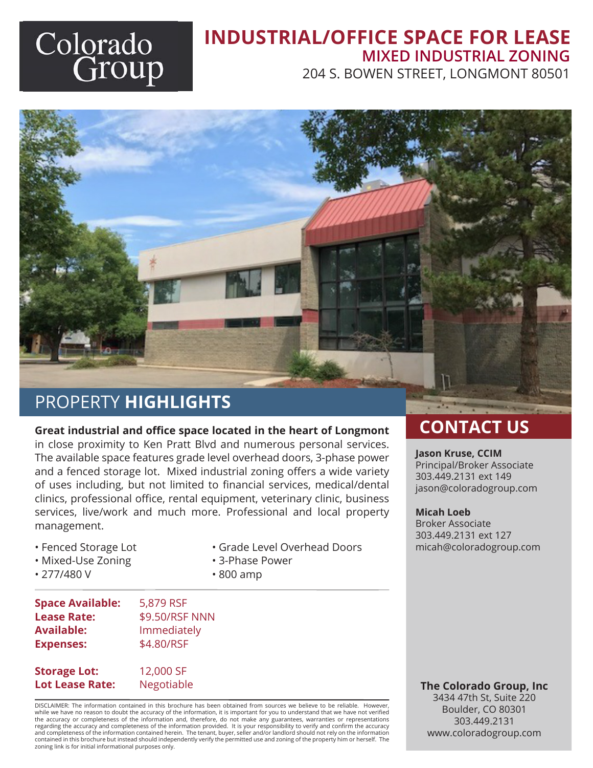Colorado Group

# INDUSTRIAL/OFFICE SPACE FOR LEASE

## MIXED INDUSTRIAL ZONING

204 S. BOWEN STREET, LONGMONT 80501

## PROPERTY **HIGHLIGHTS**

**Great industrial and office space located in the heart of Longmont** in close proximity to Ken Pratt Blvd and numerous personal services. The available space features grade level overhead doors, 3-phase power and a fenced storage lot. Mixed industrial zoning offers a wide variety of uses including, but not limited to financial services, medical/dental clinics, professional office, rental equipment, veterinary clinic, business services, live/work and much more. Professional and local property management.

- Fenced Storage Lot
- Mixed-Use Zoning
- 277/480 V
- Grade Level Overhead Doors
- 3-Phase Power
- 800 amp

**Space Available:** 5,879 RSF
**Lease Rate:** \$9.50/RSF NNN
**Available:** Immediately
**Expenses:** \$4.80/RSF

**Storage Lot:** 12,000 SF
**Lot Lease Rate:** Negotiable

DISCLAIMER: The information contained in this brochure has been obtained from sources we believe to be reliable. However, while we have no reason to doubt the accuracy of the information, it is important for you to understand that we have not verified the accuracy or completeness of the information and, therefore, do not make any guarantees, warranties or representations regarding the accuracy and completeness of the information provided. It is your responsibility to verify and confirm the accuracy and completeness of the information contained herein. The tenant, buyer, seller and/or landlord should not rely on the information contained in this brochure but instead should independently verify the permitted use and zoning of the property him or herself. The zoning link is for initial informational purposes only.

## CONTACT US

**Jason Kruse, CCIM**
Principal/Broker Associate
303.449.2131 ext 149
jason@coloradogroup.com

**Micah Loeb**
Broker Associate
303.449.2131 ext 127
micah@coloradogroup.com

**The Colorado Group, Inc**
3434 47th St, Suite 220
Boulder, CO 80301
303.449.2131
www.coloradogroup.com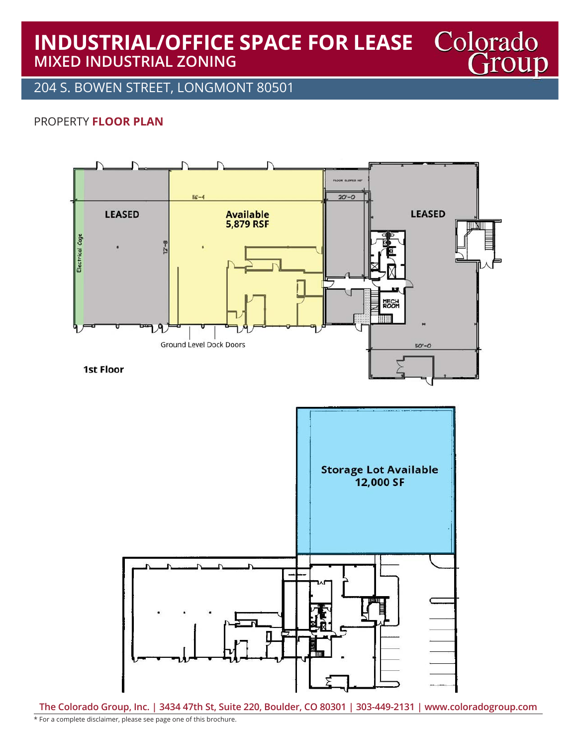# INDUSTRIAL/OFFICE SPACE FOR LEASE
## MIXED INDUSTRIAL ZONING

204 S. BOWEN STREET, LONGMONT 80501

PROPERTY **FLOOR PLAN**

LEASED

Available
5,879 RSF

LEASED

Electrical Cage

116'-4

12'-8

20'-0

50'-0

MECH ROOM

Ground Level Dock Doors

**1st Floor**

**Storage Lot Available**
**12,000 SF**

The Colorado Group, Inc. | 3434 47th St, Suite 220, Boulder, CO 80301 | 303-449-2131 | www.coloradogroup.com

* For a complete disclaimer, please see page one of this brochure.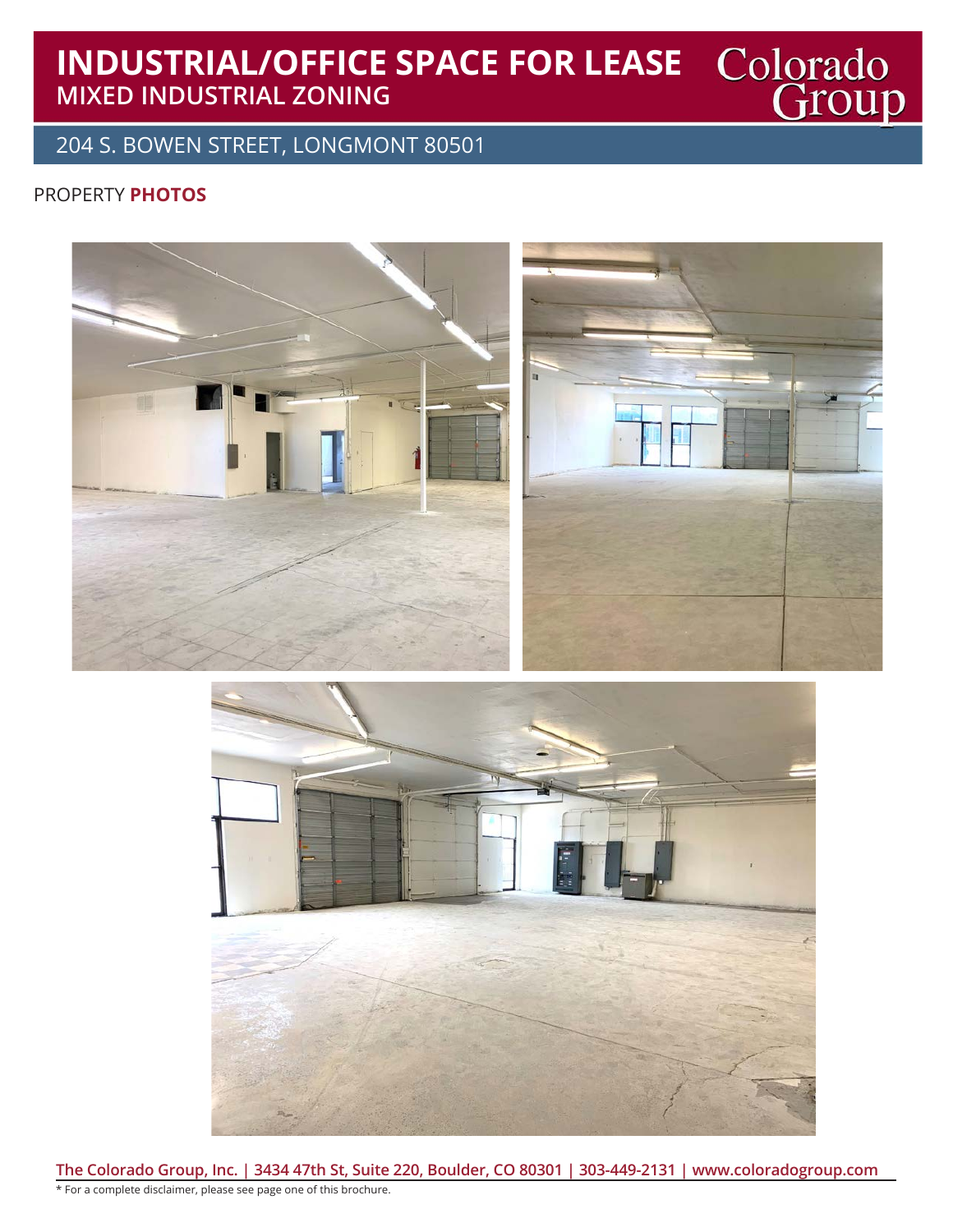# INDUSTRIAL/OFFICE SPACE FOR LEASE

## MIXED INDUSTRIAL ZONING

Colorado Group

204 S. BOWEN STREET, LONGMONT 80501

PROPERTY **PHOTOS**

**The Colorado Group, Inc. | 3434 47th St, Suite 220, Boulder, CO 80301 | 303-449-2131 | www.coloradogroup.com**

* For a complete disclaimer, please see page one of this brochure.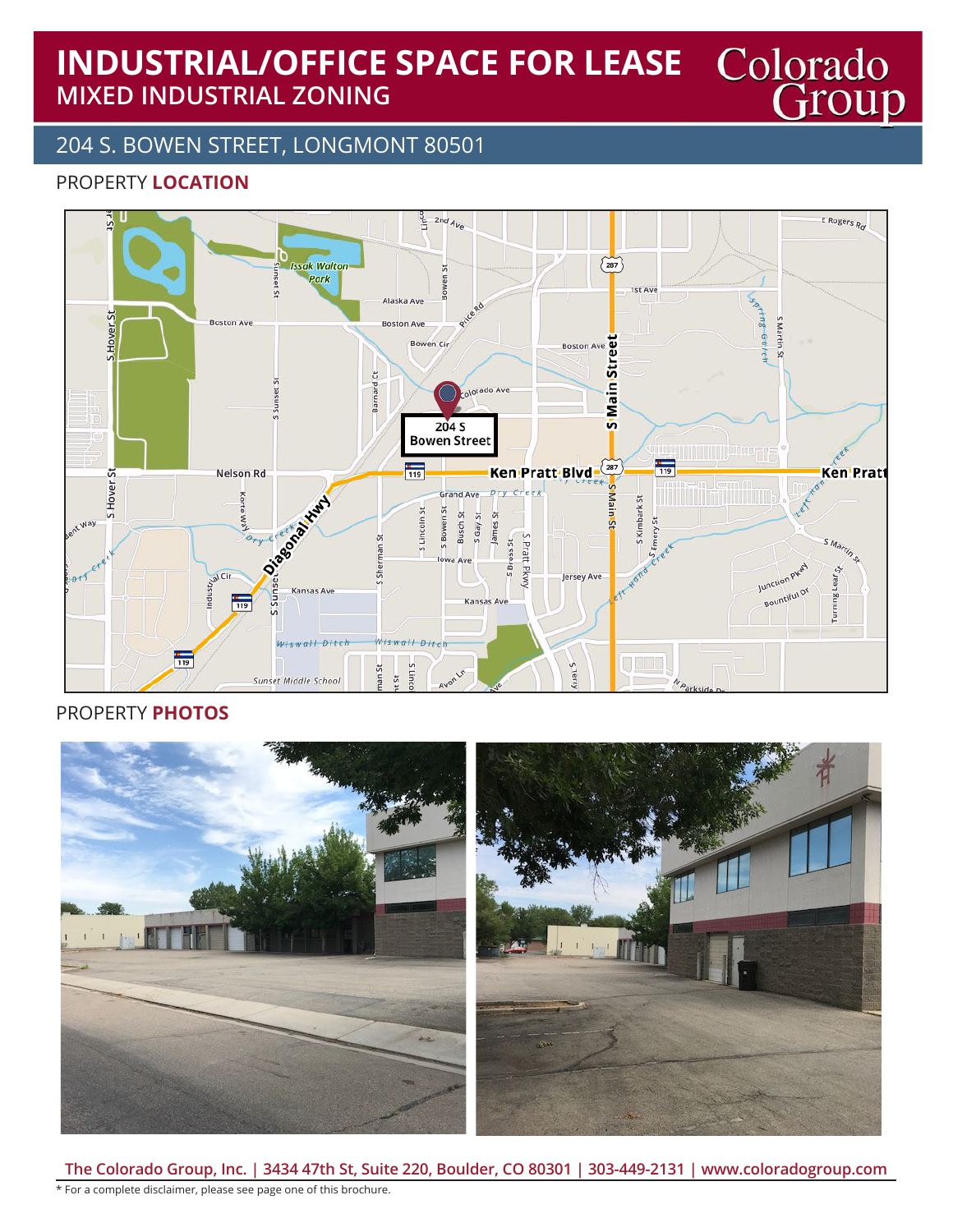# INDUSTRIAL/OFFICE SPACE FOR LEASE

## MIXED INDUSTRIAL ZONING

Colorado Group

## 204 S. BOWEN STREET, LONGMONT 80501

### PROPERTY **LOCATION**

204 S Bowen Street

### PROPERTY **PHOTOS**

**The Colorado Group, Inc. | 3434 47th St, Suite 220, Boulder, CO 80301 | 303-449-2131 | www.coloradogroup.com**

* For a complete disclaimer, please see page one of this brochure.